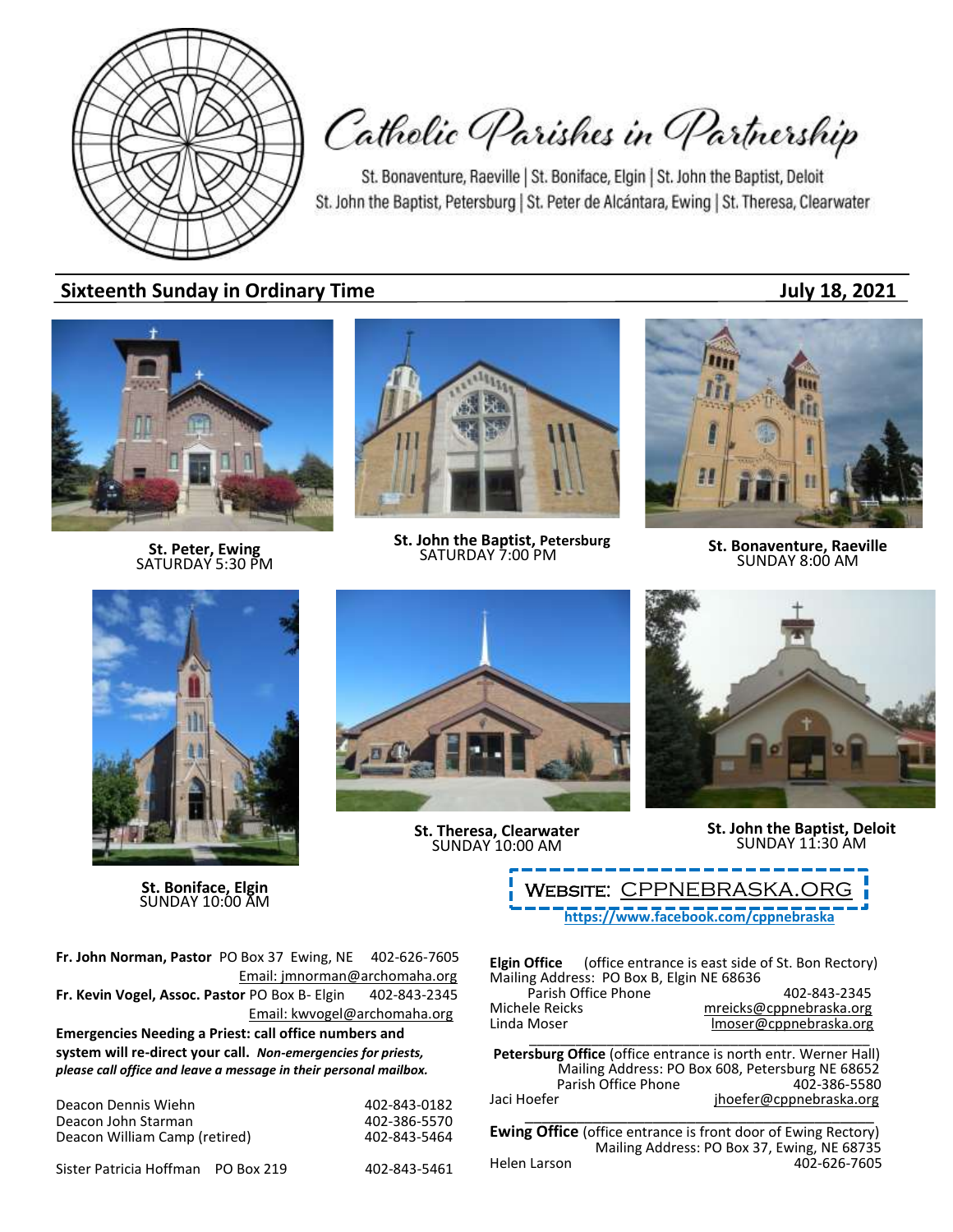# Catholic Parishes in Partnership

St. Bonaventure, Raeville | St. Boniface, Elgin | St. John the Baptist, Deloit
St. John the Baptist, Petersburg | St. Peter de Alcántara, Ewing | St. Theresa, Clearwater

## Sixteenth Sunday in Ordinary Time — July 18, 2021

**St. Peter, Ewing**
SATURDAY 5:30 PM

**St. John the Baptist, Petersburg**
SATURDAY 7:00 PM

**St. Bonaventure, Raeville**
SUNDAY 8:00 AM

**St. Boniface, Elgin**
SUNDAY 10:00 AM

**St. Theresa, Clearwater**
SUNDAY 10:00 AM

**St. John the Baptist, Deloit**
SUNDAY 11:30 AM

WEBSITE: CPPNEBRASKA.ORG
https://www.facebook.com/cppnebraska

**Fr. John Norman, Pastor** PO Box 37 Ewing, NE 402-626-7605
Email: jmnorman@archomaha.org

**Fr. Kevin Vogel, Assoc. Pastor** PO Box B- Elgin 402-843-2345
Email: kwvogel@archomaha.org

**Emergencies Needing a Priest: call office numbers and system will re-direct your call.** ***Non-emergencies for priests, please call office and leave a message in their personal mailbox.***

| | |
|---|---|
| Deacon Dennis Wiehn | 402-843-0182 |
| Deacon John Starman | 402-386-5570 |
| Deacon William Camp (retired) | 402-843-5464 |
| Sister Patricia Hoffman PO Box 219 | 402-843-5461 |

**Elgin Office** (office entrance is east side of St. Bon Rectory)
Mailing Address: PO Box B, Elgin NE 68636
Parish Office Phone 402-843-2345
Michele Reicks mreicks@cppnebraska.org
Linda Moser lmoser@cppnebraska.org

**Petersburg Office** (office entrance is north entr. Werner Hall)
Mailing Address: PO Box 608, Petersburg NE 68652
Parish Office Phone 402-386-5580
Jaci Hoefer jhoefer@cppnebraska.org

**Ewing Office** (office entrance is front door of Ewing Rectory)
Mailing Address: PO Box 37, Ewing, NE 68735
Helen Larson 402-626-7605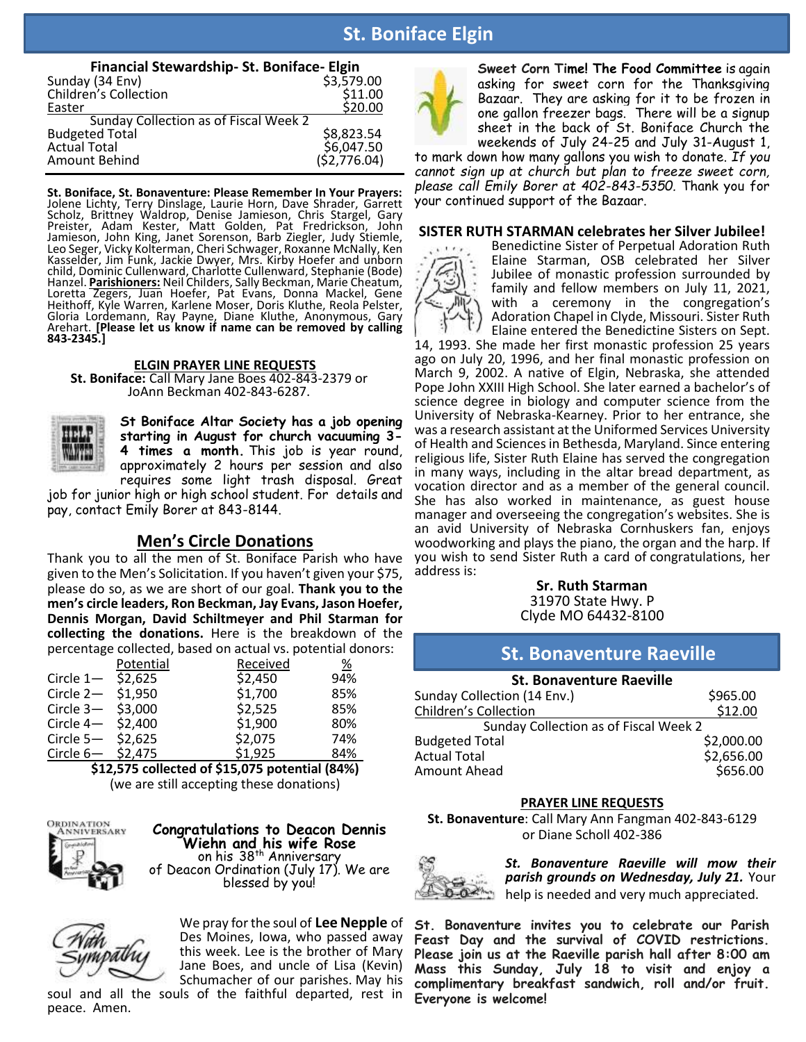# St. Boniface Elgin

**Financial Stewardship- St. Boniface- Elgin**

| | |
|---|---|
| Sunday (34 Env) | $3,579.00 |
| Children's Collection | $11.00 |
| Easter | $20.00 |
| Sunday Collection as of Fiscal Week 2 | |
| Budgeted Total | $8,823.54 |
| Actual Total | $6,047.50 |
| Amount Behind | ($2,776.04) |

**St. Boniface, St. Bonaventure: Please Remember In Your Prayers:** Jolene Lichty, Terry Dinslage, Laurie Horn, Dave Shrader, Garrett Scholz, Brittney Waldrop, Denise Jamieson, Chris Stargel, Gary Preister, Adam Kester, Matt Golden, Pat Fredrickson, John Jamieson, John King, Janet Sorenson, Barb Ziegler, Judy Stiemle, Leo Seger, Vicky Kolterman, Cheri Schwager, Roxanne McNally, Ken Kasselder, Jim Funk, Jackie Dwyer, Mrs. Kirby Hoefer and unborn child, Dominic Cullenward, Charlotte Cullenward, Stephanie (Bode) Hanzel. **Parishioners:** Neil Childers, Sally Beckman, Marie Cheatum, Loretta Zegers, Juan Hoefer, Pat Evans, Donna Mackel, Gene Heithoff, Kyle Warren, Karlene Moser, Doris Kluthe, Reola Pelster, Gloria Lordemann, Ray Payne, Diane Kluthe, Anonymous, Gary Arehart. **[Please let us know if name can be removed by calling 843-2345.]**

**ELGIN PRAYER LINE REQUESTS**

**St. Boniface:** Call Mary Jane Boes 402-843-2379 or JoAnn Beckman 402-843-6287.

**St Boniface Altar Society has a job opening starting in August for church vacuuming 3-4 times a month.** This job is year round, approximately 2 hours per session and also requires some light trash disposal. Great job for junior high or high school student. For details and pay, contact Emily Borer at 843-8144.

## Men's Circle Donations

Thank you to all the men of St. Boniface Parish who have given to the Men's Solicitation. If you haven't given your $75, please do so, as we are short of our goal. **Thank you to the men's circle leaders, Ron Beckman, Jay Evans, Jason Hoefer, Dennis Morgan, David Schiltmeyer and Phil Starman for collecting the donations.** Here is the breakdown of the percentage collected, based on actual vs. potential donors:

| | Potential | Received | % |
|---|---|---|---|
| Circle 1— | $2,625 | $2,450 | 94% |
| Circle 2— | $1,950 | $1,700 | 85% |
| Circle 3— | $3,000 | $2,525 | 85% |
| Circle 4— | $2,400 | $1,900 | 80% |
| Circle 5— | $2,625 | $2,075 | 74% |
| Circle 6— | $2,475 | $1,925 | 84% |

**$12,575 collected of $15,075 potential (84%)**

(we are still accepting these donations)

**Congratulations to Deacon Dennis Wiehn and his wife Rose** on his 38th Anniversary of Deacon Ordination (July 17). We are blessed by you!

We pray for the soul of **Lee Nepple** of Des Moines, Iowa, who passed away this week. Lee is the brother of Mary Jane Boes, and uncle of Lisa (Kevin) Schumacher of our parishes. May his soul and all the souls of the faithful departed, rest in peace. Amen.

**Sweet Corn Time! The Food Committee** is again asking for sweet corn for the Thanksgiving Bazaar. They are asking for it to be frozen in one gallon freezer bags. There will be a signup sheet in the back of St. Boniface Church the weekends of July 24-25 and July 31-August 1, to mark down how many gallons you wish to donate. *If you cannot sign up at church but plan to freeze sweet corn, please call Emily Borer at 402-843-5350.* Thank you for your continued support of the Bazaar.

**SISTER RUTH STARMAN celebrates her Silver Jubilee!**

Benedictine Sister of Perpetual Adoration Ruth Elaine Starman, OSB celebrated her Silver Jubilee of monastic profession surrounded by family and fellow members on July 11, 2021, with a ceremony in the congregation's Adoration Chapel in Clyde, Missouri. Sister Ruth Elaine entered the Benedictine Sisters on Sept. 14, 1993. She made her first monastic profession 25 years ago on July 20, 1996, and her final monastic profession on March 9, 2002. A native of Elgin, Nebraska, she attended Pope John XXIII High School. She later earned a bachelor's of science degree in biology and computer science from the University of Nebraska-Kearney. Prior to her entrance, she was a research assistant at the Uniformed Services University of Health and Sciences in Bethesda, Maryland. Since entering religious life, Sister Ruth Elaine has served the congregation in many ways, including in the altar bread department, as vocation director and as a member of the general council. She has also worked in maintenance, as guest house manager and overseeing the congregation's websites. She is an avid University of Nebraska Cornhuskers fan, enjoys woodworking and plays the piano, the organ and the harp. If you wish to send Sister Ruth a card of congratulations, her address is:

**Sr. Ruth Starman**
31970 State Hwy. P
Clyde MO 64432-8100

# St. Bonaventure Raeville

**St. Bonaventure Raeville**

| | |
|---|---|
| Sunday Collection (14 Env.) | $965.00 |
| Children's Collection | $12.00 |
| Sunday Collection as of Fiscal Week 2 | |
| Budgeted Total | $2,000.00 |
| Actual Total | $2,656.00 |
| Amount Ahead | $656.00 |

**PRAYER LINE REQUESTS**

**St. Bonaventure**: Call Mary Ann Fangman 402-843-6129 or Diane Scholl 402-386

***St. Bonaventure Raeville will mow their parish grounds on Wednesday, July 21.*** Your help is needed and very much appreciated.

**St. Bonaventure invites you to celebrate our Parish Feast Day and the survival of COVID restrictions. Please join us at the Raeville parish hall after 8:00 am Mass this Sunday, July 18 to visit and enjoy a complimentary breakfast sandwich, roll and/or fruit. Everyone is welcome!**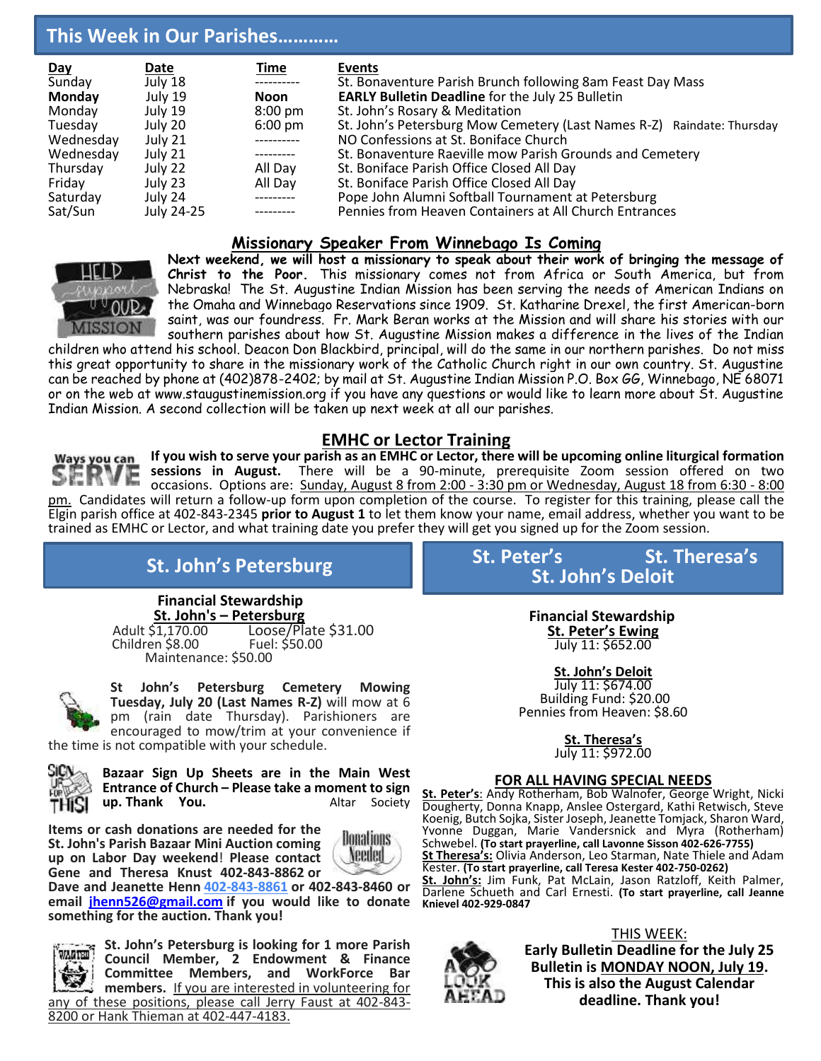## This Week in Our Parishes…………

| Day | Date | Time | Events |
|---|---|---|---|
| Sunday | July 18 | ---------- | St. Bonaventure Parish Brunch following 8am Feast Day Mass |
| **Monday** | July 19 | **Noon** | **EARLY Bulletin Deadline** for the July 25 Bulletin |
| Monday | July 19 | 8:00 pm | St. John's Rosary & Meditation |
| Tuesday | July 20 | 6:00 pm | St. John's Petersburg Mow Cemetery (Last Names R-Z) Raindate: Thursday |
| Wednesday | July 21 | ---------- | NO Confessions at St. Boniface Church |
| Wednesday | July 21 | --------- | St. Bonaventure Raeville mow Parish Grounds and Cemetery |
| Thursday | July 22 | All Day | St. Boniface Parish Office Closed All Day |
| Friday | July 23 | All Day | St. Boniface Parish Office Closed All Day |
| Saturday | July 24 | --------- | Pope John Alumni Softball Tournament at Petersburg |
| Sat/Sun | July 24-25 | --------- | Pennies from Heaven Containers at All Church Entrances |

### Missionary Speaker From Winnebago Is Coming

**Next weekend, we will host a missionary to speak about their work of bringing the message of Christ to the Poor.** This missionary comes not from Africa or South America, but from Nebraska! The St. Augustine Indian Mission has been serving the needs of American Indians on the Omaha and Winnebago Reservations since 1909. St. Katharine Drexel, the first American-born saint, was our foundress. Fr. Mark Beran works at the Mission and will share his stories with our southern parishes about how St. Augustine Mission makes a difference in the lives of the Indian children who attend his school. Deacon Don Blackbird, principal, will do the same in our northern parishes. Do not miss this great opportunity to share in the missionary work of the Catholic Church right in our own country. St. Augustine can be reached by phone at (402)878-2402; by mail at St. Augustine Indian Mission P.O. Box GG, Winnebago, NE 68071 or on the web at www.staugustinemission.org if you have any questions or would like to learn more about St. Augustine Indian Mission. A second collection will be taken up next week at all our parishes.

### EMHC or Lector Training

**If you wish to serve your parish as an EMHC or Lector, there will be upcoming online liturgical formation sessions in August.** There will be a 90-minute, prerequisite Zoom session offered on two occasions. Options are: Sunday, August 8 from 2:00 - 3:30 pm or Wednesday, August 18 from 6:30 - 8:00 pm. Candidates will return a follow-up form upon completion of the course. To register for this training, please call the Elgin parish office at 402-843-2345 **prior to August 1** to let them know your name, email address, whether you want to be trained as EMHC or Lector, and what training date you prefer they will get you signed up for the Zoom session.

## St. John's Petersburg

**Financial Stewardship**
**St. John's – Petersburg**

Adult $1,170.00 Loose/Plate $31.00
Children $8.00 Fuel: $50.00
Maintenance: $50.00

**St John's Petersburg Cemetery Mowing Tuesday, July 20 (Last Names R-Z)** will mow at 6 pm (rain date Thursday). Parishioners are encouraged to mow/trim at your convenience if the time is not compatible with your schedule.

**Bazaar Sign Up Sheets are in the Main West Entrance of Church – Please take a moment to sign up. Thank You.** Altar Society

**Items or cash donations are needed for the St. John's Parish Bazaar Mini Auction coming up on Labor Day weekend! Please contact Gene and Theresa Knust 402-843-8862 or Dave and Jeanette Henn 402-843-8861 or 402-843-8460 or email jhenn526@gmail.com if you would like to donate something for the auction. Thank you!**

**St. John's Petersburg is looking for 1 more Parish Council Member, 2 Endowment & Finance Committee Members, and WorkForce Bar members.** If you are interested in volunteering for any of these positions, please call Jerry Faust at 402-843-8200 or Hank Thieman at 402-447-4183.

## St. Peter's St. Theresa's St. John's Deloit

**Financial Stewardship**

**St. Peter's Ewing**
July 11: $652.00

**St. John's Deloit**
July 11: $674.00
Building Fund: $20.00
Pennies from Heaven: $8.60

**St. Theresa's**
July 11: $972.00

### FOR ALL HAVING SPECIAL NEEDS

**St. Peter's**: Andy Rotherham, Bob Walnofer, George Wright, Nicki Dougherty, Donna Knapp, Anslee Ostergard, Kathi Retwisch, Steve Koenig, Butch Sojka, Sister Joseph, Jeanette Tomjack, Sharon Ward, Yvonne Duggan, Marie Vandersnick and Myra (Rotherham) Schwebel. **(To start prayerline, call Lavonne Sisson 402-626-7755)**

**St Theresa's:** Olivia Anderson, Leo Starman, Nate Thiele and Adam Kester. **(To start prayerline, call Teresa Kester 402-750-0262)**

**St. John's:** Jim Funk, Pat McLain, Jason Ratzloff, Keith Palmer, Darlene Schueth and Carl Ernesti. **(To start prayerline, call Jeanne Knievel 402-929-0847**

THIS WEEK:

**Early Bulletin Deadline for the July 25 Bulletin is MONDAY NOON, July 19. This is also the August Calendar deadline. Thank you!**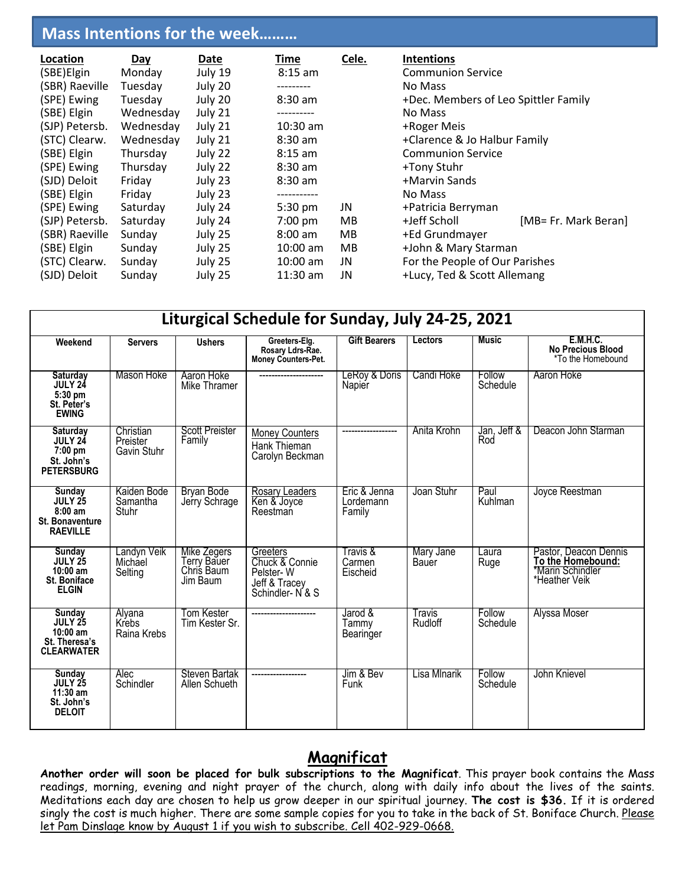## Mass Intentions for the week………

| Location | Day | Date | Time | Cele. | Intentions |
|---|---|---|---|---|---|
| (SBE)Elgin | Monday | July 19 | 8:15 am | | Communion Service |
| (SBR) Raeville | Tuesday | July 20 | --------- | | No Mass |
| (SPE) Ewing | Tuesday | July 20 | 8:30 am | | +Dec. Members of Leo Spittler Family |
| (SBE) Elgin | Wednesday | July 21 | ---------- | | No Mass |
| (SJP) Petersb. | Wednesday | July 21 | 10:30 am | | +Roger Meis |
| (STC) Clearw. | Wednesday | July 21 | 8:30 am | | +Clarence & Jo Halbur Family |
| (SBE) Elgin | Thursday | July 22 | 8:15 am | | Communion Service |
| (SPE) Ewing | Thursday | July 22 | 8:30 am | | +Tony Stuhr |
| (SJD) Deloit | Friday | July 23 | 8:30 am | | +Marvin Sands |
| (SBE) Elgin | Friday | July 23 | ----------- | | No Mass |
| (SPE) Ewing | Saturday | July 24 | 5:30 pm | JN | +Patricia Berryman |
| (SJP) Petersb. | Saturday | July 24 | 7:00 pm | MB | +Jeff Scholl [MB= Fr. Mark Beran] |
| (SBR) Raeville | Sunday | July 25 | 8:00 am | MB | +Ed Grundmayer |
| (SBE) Elgin | Sunday | July 25 | 10:00 am | MB | +John & Mary Starman |
| (STC) Clearw. | Sunday | July 25 | 10:00 am | JN | For the People of Our Parishes |
| (SJD) Deloit | Sunday | July 25 | 11:30 am | JN | +Lucy, Ted & Scott Allemang |

## Liturgical Schedule for Sunday, July 24-25, 2021

| Weekend | Servers | Ushers | Greeters-Elg. Rosary Ldrs-Rae. Money Counters-Pet. | Gift Bearers | Lectors | Music | E.M.H.C. No Precious Blood *To the Homebound |
|---|---|---|---|---|---|---|---|
| **Saturday JULY 24 5:30 pm St. Peter's EWING** | Mason Hoke | Aaron Hoke Mike Thramer | -------------------- | LeRoy & Doris Napier | Candi Hoke | Follow Schedule | Aaron Hoke |
| **Saturday JULY 24 7:00 pm St. John's PETERSBURG** | Christian Preister Gavin Stuhr | Scott Preister Family | Money Counters Hank Thieman Carolyn Beckman | ----------------- | Anita Krohn | Jan, Jeff & Rod | Deacon John Starman |
| **Sunday JULY 25 8:00 am St. Bonaventure RAEVILLE** | Kaiden Bode Samantha Stuhr | Bryan Bode Jerry Schrage | Rosary Leaders Ken & Joyce Reestman | Eric & Jenna Lordemann Family | Joan Stuhr | Paul Kuhlman | Joyce Reestman |
| **Sunday JULY 25 10:00 am St. Boniface ELGIN** | Landyn Veik Michael Selting | Mike Zegers Terry Bauer Chris Baum Jim Baum | Greeters Chuck & Connie Pelster- W Jeff & Tracey Schindler- N & S | Travis & Carmen Eischeid | Mary Jane Bauer | Laura Ruge | Pastor, Deacon Dennis **To the Homebound:** *Marin Schindler *Heather Veik |
| **Sunday JULY 25 10:00 am St. Theresa's CLEARWATER** | Alyana Krebs Raina Krebs | Tom Kester Tim Kester Sr. | -------------------- | Jarod & Tammy Bearinger | Travis Rudloff | Follow Schedule | Alyssa Moser |
| **Sunday JULY 25 11:30 am St. John's DELOIT** | Alec Schindler | Steven Bartak Allen Schueth | ----------------- | Jim & Bev Funk | Lisa Mlnarik | Follow Schedule | John Knievel |

## Magnificat

**Another order will soon be placed for bulk subscriptions to the Magnificat**. This prayer book contains the Mass readings, morning, evening and night prayer of the church, along with daily info about the lives of the saints. Meditations each day are chosen to help us grow deeper in our spiritual journey. **The cost is $36.** If it is ordered singly the cost is much higher. There are some sample copies for you to take in the back of St. Boniface Church. Please let Pam Dinslage know by August 1 if you wish to subscribe. Cell 402-929-0668.